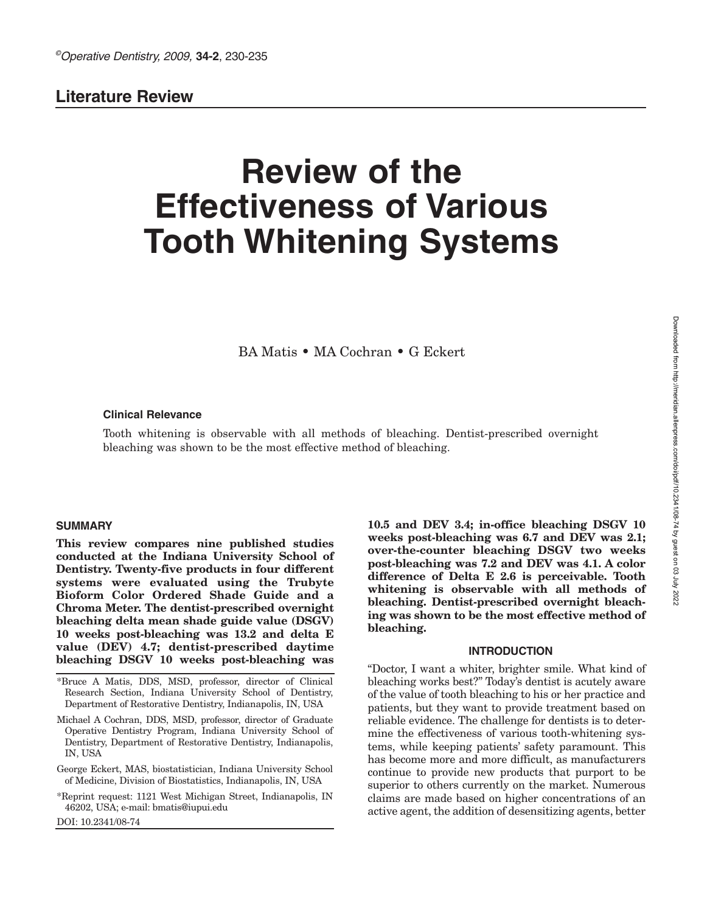## Literature Review

# Review of the Effectiveness of Various Tooth Whitening Systems

BA Matis • MA Cochran • G Eckert

### Clinical Relevance

Tooth whitening is observable with all methods of bleaching. Dentist-prescribed overnight bleaching was shown to be the most effective method of bleaching.

## SUMMARY

**This review compares nine published studies conducted at the Indiana University School of Dentistry. Twenty-five products in four different systems were evaluated using the Trubyte Bioform Color Ordered Shade Guide and a Chroma Meter. The dentist-prescribed overnight bleaching delta mean shade guide value (DSGV) 10 weeks post-bleaching was 13.2 and delta E value (DEV) 4.7; dentist-prescribed daytime bleaching DSGV 10 weeks post-bleaching was 10.5 and DEV 3.4; in-office bleaching DSGV 10 weeks post-bleaching was 6.7 and DEV was 2.1; over-the-counter bleaching DSGV two weeks post-bleaching was 7.2 and DEV was 4.1. A color difference of Delta E 2.6 is perceivable. Tooth whitening is observable with all methods of bleaching. Dentist-prescribed overnight bleaching was shown to be the most effective method of bleaching.**

*Bruce A Matis, DDS, MSD, professor, director of Clinical Research Section, Indiana University School of Dentistry, Department of Restorative Dentistry, Indianapolis, IN, USA

Michael A Cochran, DDS, MSD, professor, director of Graduate Operative Dentistry Program, Indiana University School of Dentistry, Department of Restorative Dentistry, Indianapolis, IN, USA

George Eckert, MAS, biostatistician, Indiana University School of Medicine, Division of Biostatistics, Indianapolis, IN, USA

*Reprint request: 1121 West Michigan Street, Indianapolis, IN 46202, USA; e-mail: bmatis@iupui.edu

DOI: 10.2341/08-74

## INTRODUCTION

"Doctor, I want a whiter, brighter smile. What kind of bleaching works best?" Today's dentist is acutely aware of the value of tooth bleaching to his or her practice and patients, but they want to provide treatment based on reliable evidence. The challenge for dentists is to determine the effectiveness of various tooth-whitening systems, while keeping patients' safety paramount. This has become more and more difficult, as manufacturers continue to provide new products that purport to be superior to others currently on the market. Numerous claims are made based on higher concentrations of an active agent, the addition of desensitizing agents, better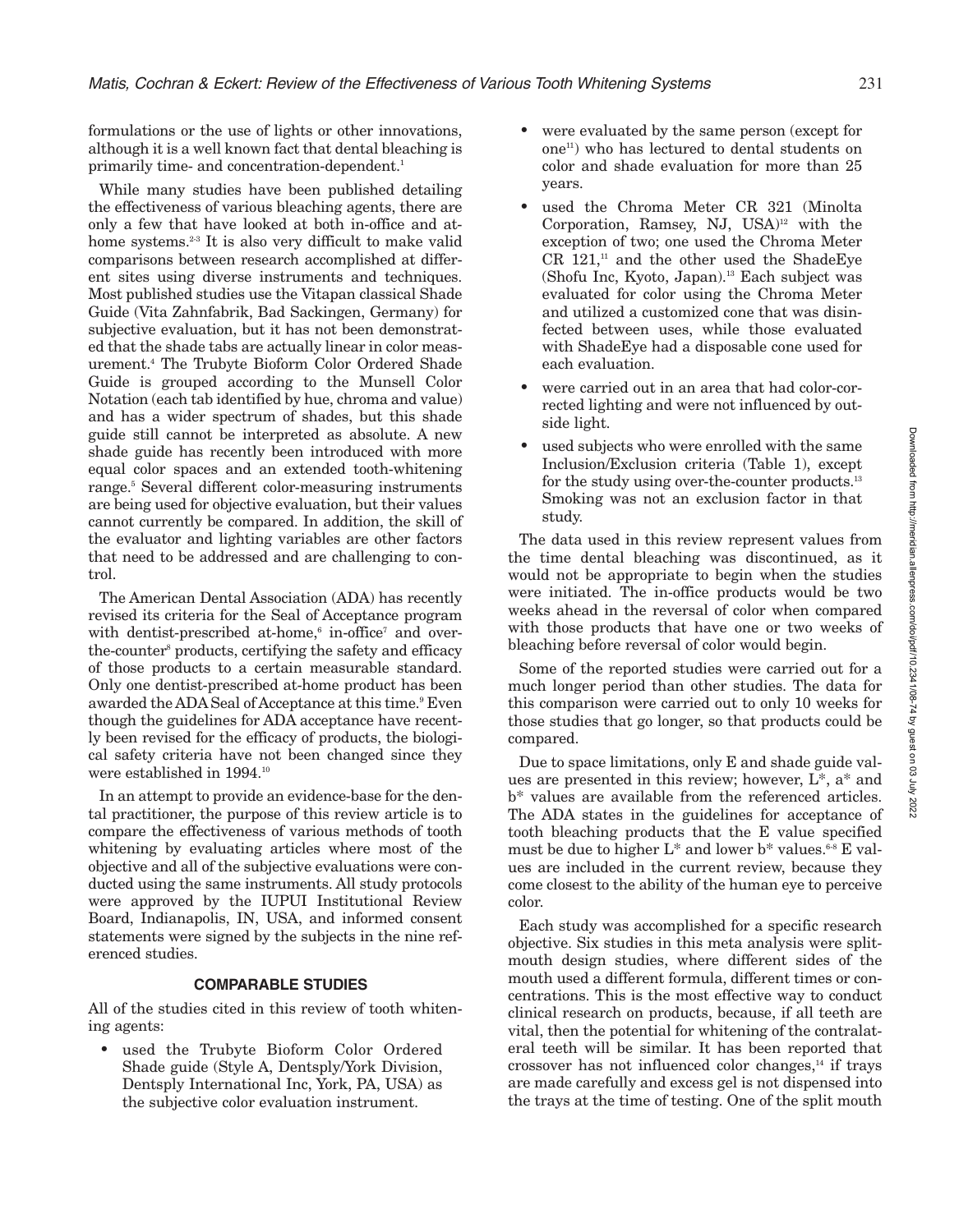formulations or the use of lights or other innovations, although it is a well known fact that dental bleaching is primarily time- and concentration-dependent.[1]

While many studies have been published detailing the effectiveness of various bleaching agents, there are only a few that have looked at both in-office and at-home systems.[2-3] It is also very difficult to make valid comparisons between research accomplished at different sites using diverse instruments and techniques. Most published studies use the Vitapan classical Shade Guide (Vita Zahnfabrik, Bad Sackingen, Germany) for subjective evaluation, but it has not been demonstrated that the shade tabs are actually linear in color measurement.[4] The Trubyte Bioform Color Ordered Shade Guide is grouped according to the Munsell Color Notation (each tab identified by hue, chroma and value) and has a wider spectrum of shades, but this shade guide still cannot be interpreted as absolute. A new shade guide has recently been introduced with more equal color spaces and an extended tooth-whitening range.[5] Several different color-measuring instruments are being used for objective evaluation, but their values cannot currently be compared. In addition, the skill of the evaluator and lighting variables are other factors that need to be addressed and are challenging to control.

The American Dental Association (ADA) has recently revised its criteria for the Seal of Acceptance program with dentist-prescribed at-home,[6] in-office[7] and over-the-counter[8] products, certifying the safety and efficacy of those products to a certain measurable standard. Only one dentist-prescribed at-home product has been awarded the ADA Seal of Acceptance at this time.[9] Even though the guidelines for ADA acceptance have recently been revised for the efficacy of products, the biological safety criteria have not been changed since they were established in 1994.[10]

In an attempt to provide an evidence-base for the dental practitioner, the purpose of this review article is to compare the effectiveness of various methods of tooth whitening by evaluating articles where most of the objective and all of the subjective evaluations were conducted using the same instruments. All study protocols were approved by the IUPUI Institutional Review Board, Indianapolis, IN, USA, and informed consent statements were signed by the subjects in the nine referenced studies.

## COMPARABLE STUDIES

All of the studies cited in this review of tooth whitening agents:

- used the Trubyte Bioform Color Ordered Shade guide (Style A, Dentsply/York Division, Dentsply International Inc, York, PA, USA) as the subjective color evaluation instrument.
- were evaluated by the same person (except for one[11]) who has lectured to dental students on color and shade evaluation for more than 25 years.
- used the Chroma Meter CR 321 (Minolta Corporation, Ramsey, NJ, USA)[12] with the exception of two; one used the Chroma Meter CR 121,[11] and the other used the ShadeEye (Shofu Inc, Kyoto, Japan).[13] Each subject was evaluated for color using the Chroma Meter and utilized a customized cone that was disinfected between uses, while those evaluated with ShadeEye had a disposable cone used for each evaluation.
- were carried out in an area that had color-corrected lighting and were not influenced by outside light.
- used subjects who were enrolled with the same Inclusion/Exclusion criteria (Table 1), except for the study using over-the-counter products.[13] Smoking was not an exclusion factor in that study.

The data used in this review represent values from the time dental bleaching was discontinued, as it would not be appropriate to begin when the studies were initiated. The in-office products would be two weeks ahead in the reversal of color when compared with those products that have one or two weeks of bleaching before reversal of color would begin.

Some of the reported studies were carried out for a much longer period than other studies. The data for this comparison were carried out to only 10 weeks for those studies that go longer, so that products could be compared.

Due to space limitations, only E and shade guide values are presented in this review; however, L*, a* and b* values are available from the referenced articles. The ADA states in the guidelines for acceptance of tooth bleaching products that the E value specified must be due to higher L* and lower b* values.[6-8] E values are included in the current review, because they come closest to the ability of the human eye to perceive color.

Each study was accomplished for a specific research objective. Six studies in this meta analysis were split-mouth design studies, where different sides of the mouth used a different formula, different times or concentrations. This is the most effective way to conduct clinical research on products, because, if all teeth are vital, then the potential for whitening of the contralateral teeth will be similar. It has been reported that crossover has not influenced color changes,[14] if trays are made carefully and excess gel is not dispensed into the trays at the time of testing. One of the split mouth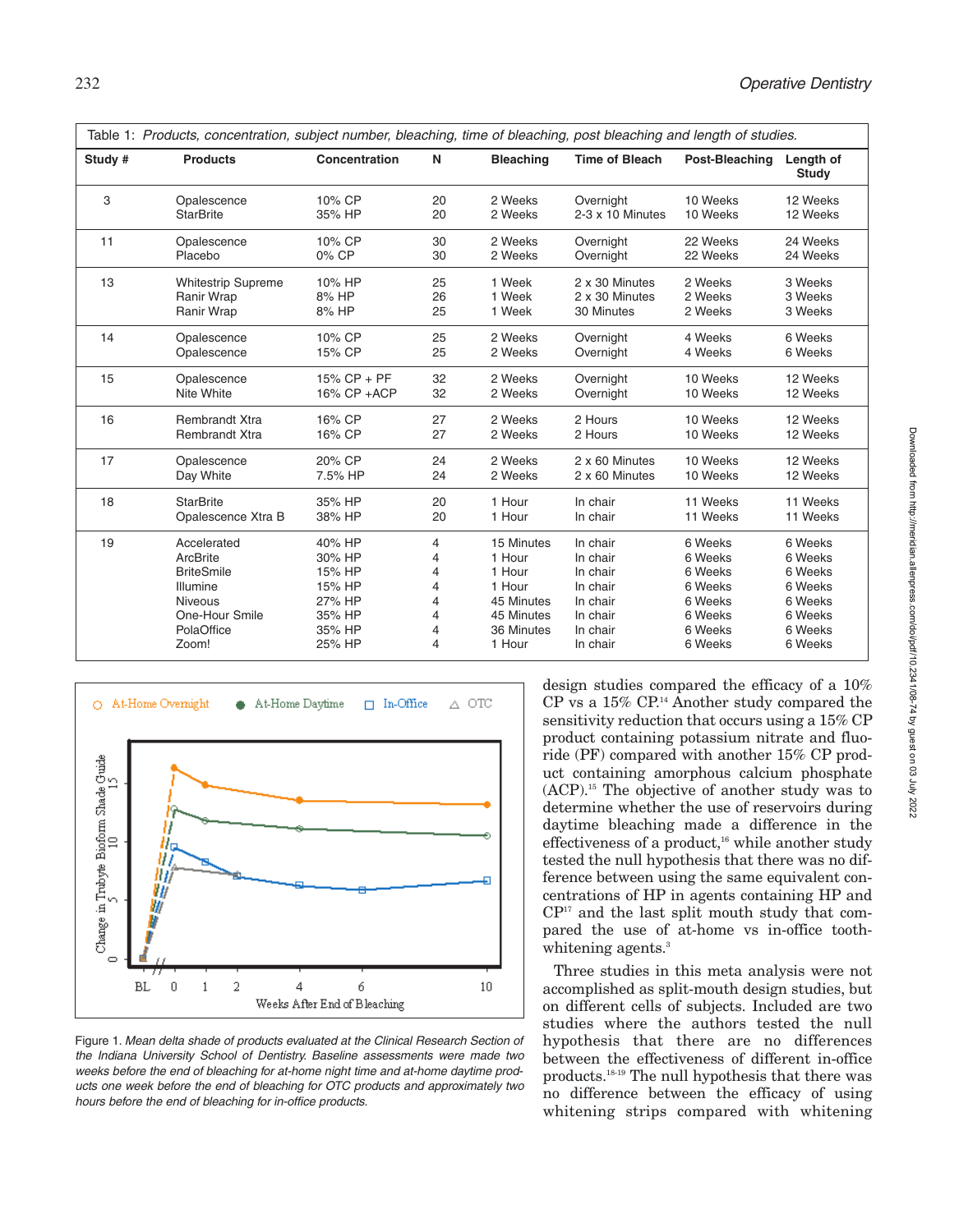Table 1: *Products, concentration, subject number, bleaching, time of bleaching, post bleaching and length of studies.*

| Study # | Products | Concentration | N | Bleaching | Time of Bleach | Post-Bleaching | Length of Study |
|---|---|---|---|---|---|---|---|
| 3 | Opalescence | 10% CP | 20 | 2 Weeks | Overnight | 10 Weeks | 12 Weeks |
| | StarBrite | 35% HP | 20 | 2 Weeks | 2-3 x 10 Minutes | 10 Weeks | 12 Weeks |
| 11 | Opalescence | 10% CP | 30 | 2 Weeks | Overnight | 22 Weeks | 24 Weeks |
| | Placebo | 0% CP | 30 | 2 Weeks | Overnight | 22 Weeks | 24 Weeks |
| 13 | Whitestrip Supreme | 10% HP | 25 | 1 Week | 2 x 30 Minutes | 2 Weeks | 3 Weeks |
| | Ranir Wrap | 8% HP | 26 | 1 Week | 2 x 30 Minutes | 2 Weeks | 3 Weeks |
| | Ranir Wrap | 8% HP | 25 | 1 Week | 30 Minutes | 2 Weeks | 3 Weeks |
| 14 | Opalescence | 10% CP | 25 | 2 Weeks | Overnight | 4 Weeks | 6 Weeks |
| | Opalescence | 15% CP | 25 | 2 Weeks | Overnight | 4 Weeks | 6 Weeks |
| 15 | Opalescence | 15% CP + PF | 32 | 2 Weeks | Overnight | 10 Weeks | 12 Weeks |
| | Nite White | 16% CP +ACP | 32 | 2 Weeks | Overnight | 10 Weeks | 12 Weeks |
| 16 | Rembrandt Xtra | 16% CP | 27 | 2 Weeks | 2 Hours | 10 Weeks | 12 Weeks |
| | Rembrandt Xtra | 16% CP | 27 | 2 Weeks | 2 Hours | 10 Weeks | 12 Weeks |
| 17 | Opalescence | 20% CP | 24 | 2 Weeks | 2 x 60 Minutes | 10 Weeks | 12 Weeks |
| | Day White | 7.5% HP | 24 | 2 Weeks | 2 x 60 Minutes | 10 Weeks | 12 Weeks |
| 18 | StarBrite | 35% HP | 20 | 1 Hour | In chair | 11 Weeks | 11 Weeks |
| | Opalescence Xtra B | 38% HP | 20 | 1 Hour | In chair | 11 Weeks | 11 Weeks |
| 19 | Accelerated | 40% HP | 4 | 15 Minutes | In chair | 6 Weeks | 6 Weeks |
| | ArcBrite | 30% HP | 4 | 1 Hour | In chair | 6 Weeks | 6 Weeks |
| | BriteSmile | 15% HP | 4 | 1 Hour | In chair | 6 Weeks | 6 Weeks |
| | Illumine | 15% HP | 4 | 1 Hour | In chair | 6 Weeks | 6 Weeks |
| | Niveous | 27% HP | 4 | 45 Minutes | In chair | 6 Weeks | 6 Weeks |
| | One-Hour Smile | 35% HP | 4 | 45 Minutes | In chair | 6 Weeks | 6 Weeks |
| | PolaOffice | 35% HP | 4 | 36 Minutes | In chair | 6 Weeks | 6 Weeks |
| | Zoom! | 25% HP | 4 | 1 Hour | In chair | 6 Weeks | 6 Weeks |

Figure 1. *Mean delta shade of products evaluated at the Clinical Research Section of the Indiana University School of Dentistry. Baseline assessments were made two weeks before the end of bleaching for at-home night time and at-home daytime products one week before the end of bleaching for OTC products and approximately two hours before the end of bleaching for in-office products.*

design studies compared the efficacy of a 10% CP vs a 15% CP.[14] Another study compared the sensitivity reduction that occurs using a 15% CP product containing potassium nitrate and fluoride (PF) compared with another 15% CP product containing amorphous calcium phosphate (ACP).[15] The objective of another study was to determine whether the use of reservoirs during daytime bleaching made a difference in the effectiveness of a product,[16] while another study tested the null hypothesis that there was no difference between using the same equivalent concentrations of HP in agents containing HP and CP[17] and the last split mouth study that compared the use of at-home vs in-office tooth-whitening agents.[3]

Three studies in this meta analysis were not accomplished as split-mouth design studies, but on different cells of subjects. Included are two studies where the authors tested the null hypothesis that there are no differences between the effectiveness of different in-office products.[18-19] The null hypothesis that there was no difference between the efficacy of using whitening strips compared with whitening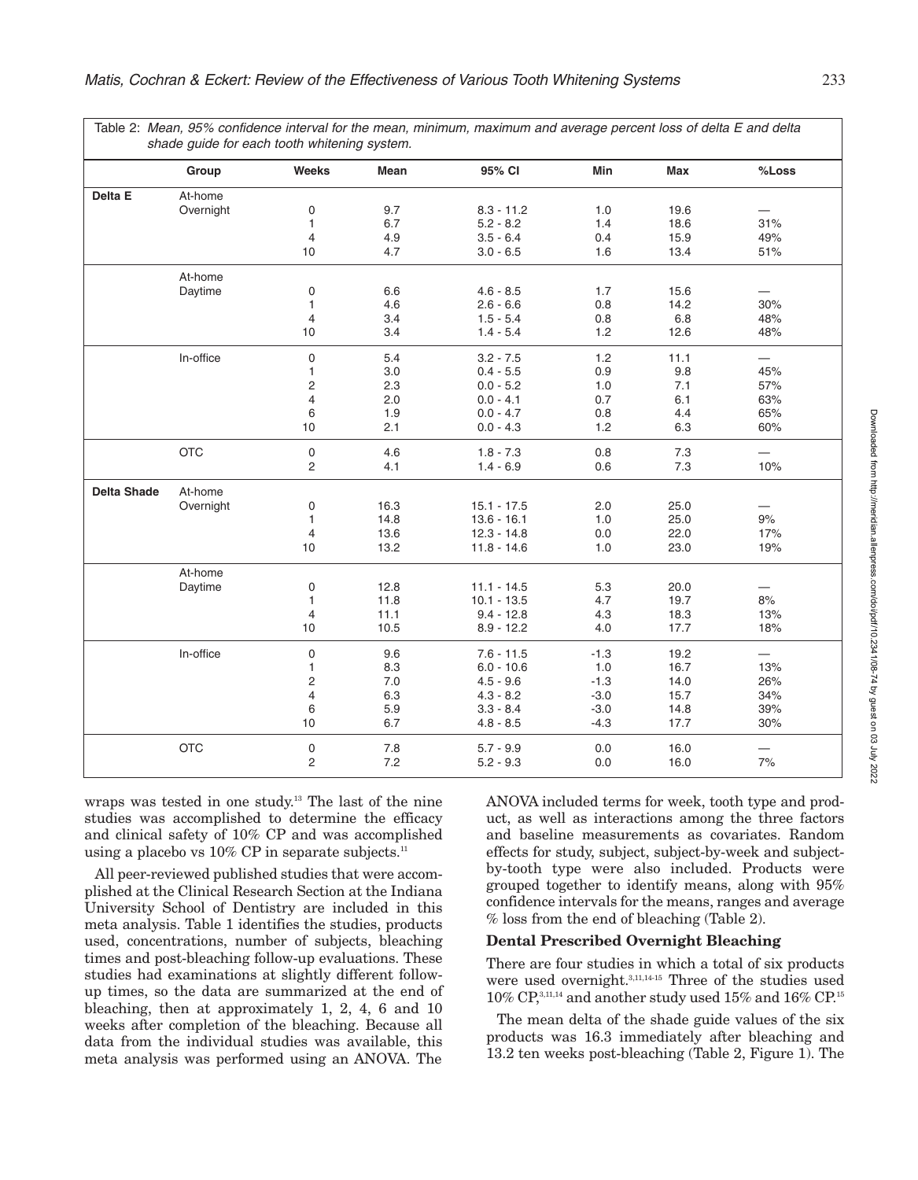Table 2: *Mean, 95% confidence interval for the mean, minimum, maximum and average percent loss of delta E and delta shade guide for each tooth whitening system.*

| | Group | Weeks | Mean | 95% CI | Min | Max | %Loss |
|---|---|---|---|---|---|---|---|
| **Delta E** | At-home Overnight | 0 | 9.7 | 8.3 - 11.2 | 1.0 | 19.6 | — |
| | | 1 | 6.7 | 5.2 - 8.2 | 1.4 | 18.6 | 31% |
| | | 4 | 4.9 | 3.5 - 6.4 | 0.4 | 15.9 | 49% |
| | | 10 | 4.7 | 3.0 - 6.5 | 1.6 | 13.4 | 51% |
| | At-home Daytime | 0 | 6.6 | 4.6 - 8.5 | 1.7 | 15.6 | — |
| | | 1 | 4.6 | 2.6 - 6.6 | 0.8 | 14.2 | 30% |
| | | 4 | 3.4 | 1.5 - 5.4 | 0.8 | 6.8 | 48% |
| | | 10 | 3.4 | 1.4 - 5.4 | 1.2 | 12.6 | 48% |
| | In-office | 0 | 5.4 | 3.2 - 7.5 | 1.2 | 11.1 | — |
| | | 1 | 3.0 | 0.4 - 5.5 | 0.9 | 9.8 | 45% |
| | | 2 | 2.3 | 0.0 - 5.2 | 1.0 | 7.1 | 57% |
| | | 4 | 2.0 | 0.0 - 4.1 | 0.7 | 6.1 | 63% |
| | | 6 | 1.9 | 0.0 - 4.7 | 0.8 | 4.4 | 65% |
| | | 10 | 2.1 | 0.0 - 4.3 | 1.2 | 6.3 | 60% |
| | OTC | 0 | 4.6 | 1.8 - 7.3 | 0.8 | 7.3 | — |
| | | 2 | 4.1 | 1.4 - 6.9 | 0.6 | 7.3 | 10% |
| **Delta Shade** | At-home Overnight | 0 | 16.3 | 15.1 - 17.5 | 2.0 | 25.0 | — |
| | | 1 | 14.8 | 13.6 - 16.1 | 1.0 | 25.0 | 9% |
| | | 4 | 13.6 | 12.3 - 14.8 | 0.0 | 22.0 | 17% |
| | | 10 | 13.2 | 11.8 - 14.6 | 1.0 | 23.0 | 19% |
| | At-home Daytime | 0 | 12.8 | 11.1 - 14.5 | 5.3 | 20.0 | — |
| | | 1 | 11.8 | 10.1 - 13.5 | 4.7 | 19.7 | 8% |
| | | 4 | 11.1 | 9.4 - 12.8 | 4.3 | 18.3 | 13% |
| | | 10 | 10.5 | 8.9 - 12.2 | 4.0 | 17.7 | 18% |
| | In-office | 0 | 9.6 | 7.6 - 11.5 | -1.3 | 19.2 | — |
| | | 1 | 8.3 | 6.0 - 10.6 | 1.0 | 16.7 | 13% |
| | | 2 | 7.0 | 4.5 - 9.6 | -1.3 | 14.0 | 26% |
| | | 4 | 6.3 | 4.3 - 8.2 | -3.0 | 15.7 | 34% |
| | | 6 | 5.9 | 3.3 - 8.4 | -3.0 | 14.8 | 39% |
| | | 10 | 6.7 | 4.8 - 8.5 | -4.3 | 17.7 | 30% |
| | OTC | 0 | 7.8 | 5.7 - 9.9 | 0.0 | 16.0 | — |
| | | 2 | 7.2 | 5.2 - 9.3 | 0.0 | 16.0 | 7% |

wraps was tested in one study.[13] The last of the nine studies was accomplished to determine the efficacy and clinical safety of 10% CP and was accomplished using a placebo vs 10% CP in separate subjects.[11]

All peer-reviewed published studies that were accomplished at the Clinical Research Section at the Indiana University School of Dentistry are included in this meta analysis. Table 1 identifies the studies, products used, concentrations, number of subjects, bleaching times and post-bleaching follow-up evaluations. These studies had examinations at slightly different follow-up times, so the data are summarized at the end of bleaching, then at approximately 1, 2, 4, 6 and 10 weeks after completion of the bleaching. Because all data from the individual studies was available, this meta analysis was performed using an ANOVA. The ANOVA included terms for week, tooth type and product, as well as interactions among the three factors and baseline measurements as covariates. Random effects for study, subject, subject-by-week and subject-by-tooth type were also included. Products were grouped together to identify means, along with 95% confidence intervals for the means, ranges and average % loss from the end of bleaching (Table 2).

**Dental Prescribed Overnight Bleaching**

There are four studies in which a total of six products were used overnight.[3,11,14-15] Three of the studies used 10% CP,[3,11,14] and another study used 15% and 16% CP.[15]

The mean delta of the shade guide values of the six products was 16.3 immediately after bleaching and 13.2 ten weeks post-bleaching (Table 2, Figure 1). The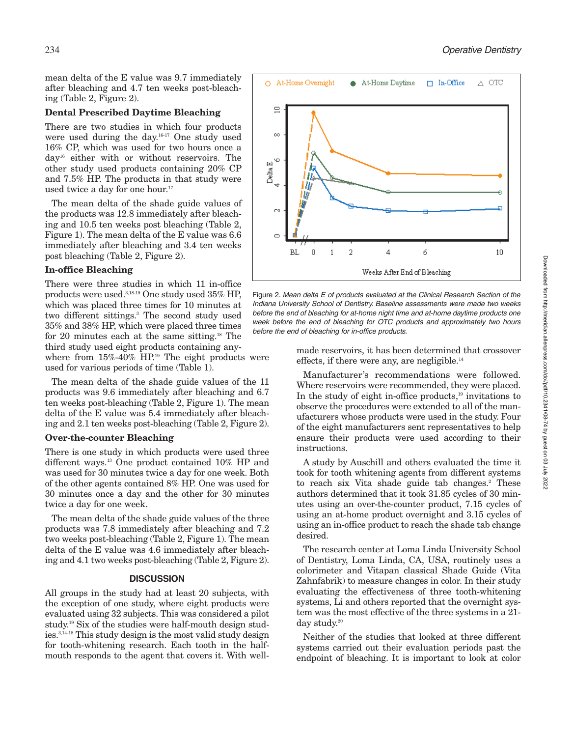mean delta of the E value was 9.7 immediately after bleaching and 4.7 ten weeks post-bleaching (Table 2, Figure 2).

### Dental Prescribed Daytime Bleaching

There are two studies in which four products were used during the day.[16-17] One study used 16% CP, which was used for two hours once a day[16] either with or without reservoirs. The other study used products containing 20% CP and 7.5% HP. The products in that study were used twice a day for one hour.[17]

The mean delta of the shade guide values of the products was 12.8 immediately after bleaching and 10.5 ten weeks post bleaching (Table 2, Figure 1). The mean delta of the E value was 6.6 immediately after bleaching and 3.4 ten weeks post bleaching (Table 2, Figure 2).

### In-office Bleaching

There were three studies in which 11 in-office products were used.[3,18-19] One study used 35% HP, which was placed three times for 10 minutes at two different sittings.[3] The second study used 35% and 38% HP, which were placed three times for 20 minutes each at the same sitting.[18] The third study used eight products containing anywhere from 15%-40% HP.[19] The eight products were used for various periods of time (Table 1).

The mean delta of the shade guide values of the 11 products was 9.6 immediately after bleaching and 6.7 ten weeks post-bleaching (Table 2, Figure 1). The mean delta of the E value was 5.4 immediately after bleaching and 2.1 ten weeks post-bleaching (Table 2, Figure 2).

### Over-the-counter Bleaching

There is one study in which products were used three different ways.[13] One product contained 10% HP and was used for 30 minutes twice a day for one week. Both of the other agents contained 8% HP. One was used for 30 minutes once a day and the other for 30 minutes twice a day for one week.

The mean delta of the shade guide values of the three products was 7.8 immediately after bleaching and 7.2 two weeks post-bleaching (Table 2, Figure 1). The mean delta of the E value was 4.6 immediately after bleaching and 4.1 two weeks post-bleaching (Table 2, Figure 2).

## DISCUSSION

All groups in the study had at least 20 subjects, with the exception of one study, where eight products were evaluated using 32 subjects. This was considered a pilot study.[19] Six of the studies were half-mouth design studies.[3,14-18] This study design is the most valid study design for tooth-whitening research. Each tooth in the half-mouth responds to the agent that covers it. With well-made reservoirs, it has been determined that crossover effects, if there were any, are negligible.[14]

Figure 2. *Mean delta E of products evaluated at the Clinical Research Section of the Indiana University School of Dentistry. Baseline assessments were made two weeks before the end of bleaching for at-home night time and at-home daytime products one week before the end of bleaching for OTC products and approximately two hours before the end of bleaching for in-office products.*

Manufacturer's recommendations were followed. Where reservoirs were recommended, they were placed. In the study of eight in-office products,[19] invitations to observe the procedures were extended to all of the manufacturers whose products were used in the study. Four of the eight manufacturers sent representatives to help ensure their products were used according to their instructions.

A study by Auschill and others evaluated the time it took for tooth whitening agents from different systems to reach six Vita shade guide tab changes.[2] These authors determined that it took 31.85 cycles of 30 minutes using an over-the-counter product, 7.15 cycles of using an at-home product overnight and 3.15 cycles of using an in-office product to reach the shade tab change desired.

The research center at Loma Linda University School of Dentistry, Loma Linda, CA, USA, routinely uses a colorimeter and Vitapan classical Shade Guide (Vita Zahnfabrik) to measure changes in color. In their study evaluating the effectiveness of three tooth-whitening systems, Li and others reported that the overnight system was the most effective of the three systems in a 21-day study.[20]

Neither of the studies that looked at three different systems carried out their evaluation periods past the endpoint of bleaching. It is important to look at color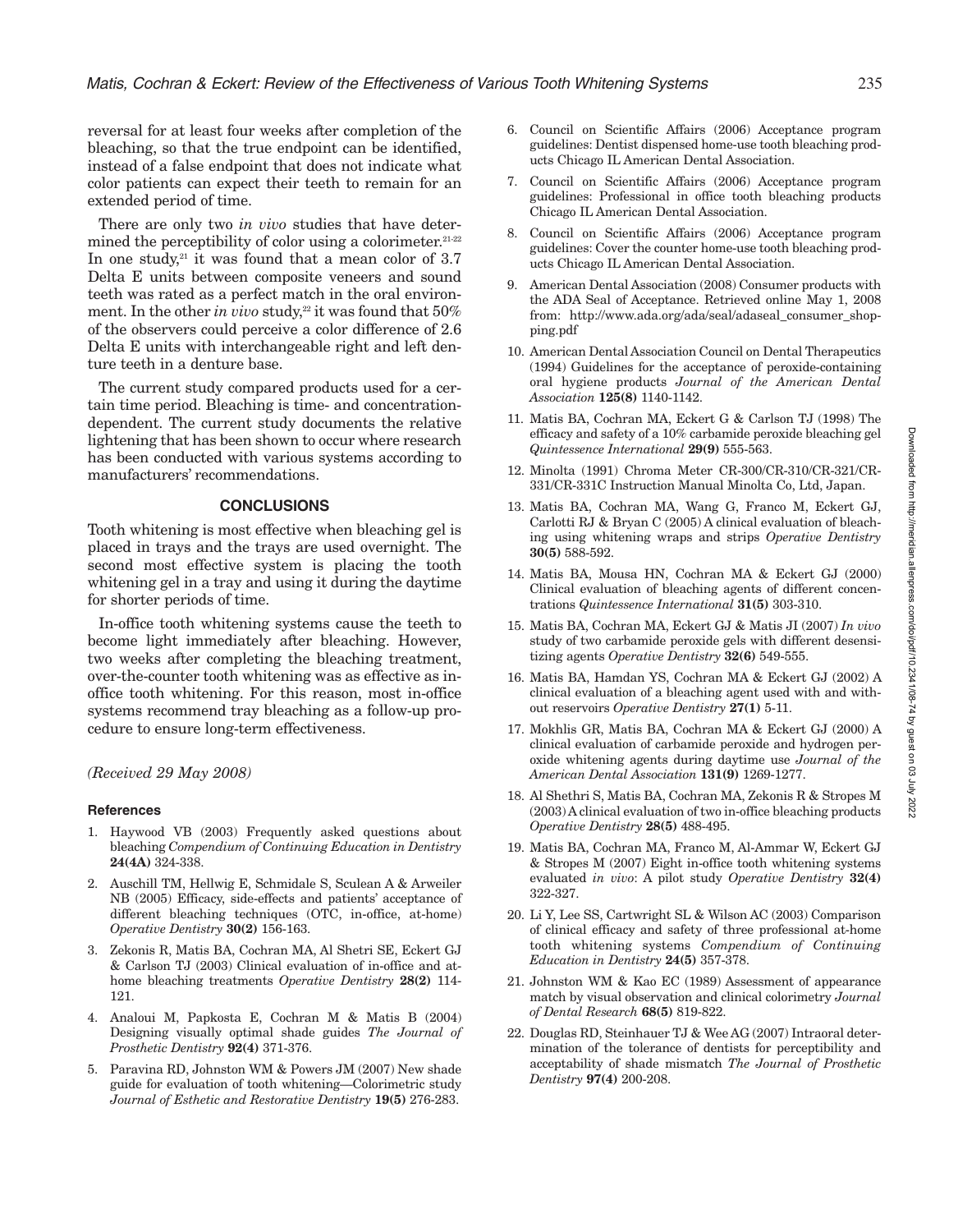reversal for at least four weeks after completion of the bleaching, so that the true endpoint can be identified, instead of a false endpoint that does not indicate what color patients can expect their teeth to remain for an extended period of time.

There are only two *in vivo* studies that have determined the perceptibility of color using a colorimeter.[21-22] In one study,[21] it was found that a mean color of 3.7 Delta E units between composite veneers and sound teeth was rated as a perfect match in the oral environment. In the other *in vivo* study,[22] it was found that 50% of the observers could perceive a color difference of 2.6 Delta E units with interchangeable right and left denture teeth in a denture base.

The current study compared products used for a certain time period. Bleaching is time- and concentration-dependent. The current study documents the relative lightening that has been shown to occur where research has been conducted with various systems according to manufacturers' recommendations.

## CONCLUSIONS

Tooth whitening is most effective when bleaching gel is placed in trays and the trays are used overnight. The second most effective system is placing the tooth whitening gel in a tray and using it during the daytime for shorter periods of time.

In-office tooth whitening systems cause the teeth to become light immediately after bleaching. However, two weeks after completing the bleaching treatment, over-the-counter tooth whitening was as effective as in-office tooth whitening. For this reason, most in-office systems recommend tray bleaching as a follow-up procedure to ensure long-term effectiveness.

*(Received 29 May 2008)*

### References

1. Haywood VB (2003) Frequently asked questions about bleaching *Compendium of Continuing Education in Dentistry* **24(4A)** 324-338.
2. Auschill TM, Hellwig E, Schmidale S, Sculean A & Arweiler NB (2005) Efficacy, side-effects and patients' acceptance of different bleaching techniques (OTC, in-office, at-home) *Operative Dentistry* **30(2)** 156-163.
3. Zekonis R, Matis BA, Cochran MA, Al Shetri SE, Eckert GJ & Carlson TJ (2003) Clinical evaluation of in-office and at-home bleaching treatments *Operative Dentistry* **28(2)** 114-121.
4. Analoui M, Papkosta E, Cochran M & Matis B (2004) Designing visually optimal shade guides *The Journal of Prosthetic Dentistry* **92(4)** 371-376.
5. Paravina RD, Johnston WM & Powers JM (2007) New shade guide for evaluation of tooth whitening—Colorimetric study *Journal of Esthetic and Restorative Dentistry* **19(5)** 276-283.
6. Council on Scientific Affairs (2006) Acceptance program guidelines: Dentist dispensed home-use tooth bleaching products Chicago IL American Dental Association.
7. Council on Scientific Affairs (2006) Acceptance program guidelines: Professional in office tooth bleaching products Chicago IL American Dental Association.
8. Council on Scientific Affairs (2006) Acceptance program guidelines: Cover the counter home-use tooth bleaching products Chicago IL American Dental Association.
9. American Dental Association (2008) Consumer products with the ADA Seal of Acceptance. Retrieved online May 1, 2008 from: http://www.ada.org/ada/seal/adaseal_consumer_shopping.pdf
10. American Dental Association Council on Dental Therapeutics (1994) Guidelines for the acceptance of peroxide-containing oral hygiene products *Journal of the American Dental Association* **125(8)** 1140-1142.
11. Matis BA, Cochran MA, Eckert G & Carlson TJ (1998) The efficacy and safety of a 10% carbamide peroxide bleaching gel *Quintessence International* **29(9)** 555-563.
12. Minolta (1991) Chroma Meter CR-300/CR-310/CR-321/CR-331/CR-331C Instruction Manual Minolta Co, Ltd, Japan.
13. Matis BA, Cochran MA, Wang G, Franco M, Eckert GJ, Carlotti RJ & Bryan C (2005) A clinical evaluation of bleaching using whitening wraps and strips *Operative Dentistry* **30(5)** 588-592.
14. Matis BA, Mousa HN, Cochran MA & Eckert GJ (2000) Clinical evaluation of bleaching agents of different concentrations *Quintessence International* **31(5)** 303-310.
15. Matis BA, Cochran MA, Eckert GJ & Matis JI (2007) *In vivo* study of two carbamide peroxide gels with different desensitizing agents *Operative Dentistry* **32(6)** 549-555.
16. Matis BA, Hamdan YS, Cochran MA & Eckert GJ (2002) A clinical evaluation of a bleaching agent used with and without reservoirs *Operative Dentistry* **27(1)** 5-11.
17. Mokhlis GR, Matis BA, Cochran MA & Eckert GJ (2000) A clinical evaluation of carbamide peroxide and hydrogen peroxide whitening agents during daytime use *Journal of the American Dental Association* **131(9)** 1269-1277.
18. Al Shethri S, Matis BA, Cochran MA, Zekonis R & Stropes M (2003) A clinical evaluation of two in-office bleaching products *Operative Dentistry* **28(5)** 488-495.
19. Matis BA, Cochran MA, Franco M, Al-Ammar W, Eckert GJ & Stropes M (2007) Eight in-office tooth whitening systems evaluated *in vivo*: A pilot study *Operative Dentistry* **32(4)** 322-327.
20. Li Y, Lee SS, Cartwright SL & Wilson AC (2003) Comparison of clinical efficacy and safety of three professional at-home tooth whitening systems *Compendium of Continuing Education in Dentistry* **24(5)** 357-378.
21. Johnston WM & Kao EC (1989) Assessment of appearance match by visual observation and clinical colorimetry *Journal of Dental Research* **68(5)** 819-822.
22. Douglas RD, Steinhauer TJ & Wee AG (2007) Intraoral determination of the tolerance of dentists for perceptibility and acceptability of shade mismatch *The Journal of Prosthetic Dentistry* **97(4)** 200-208.